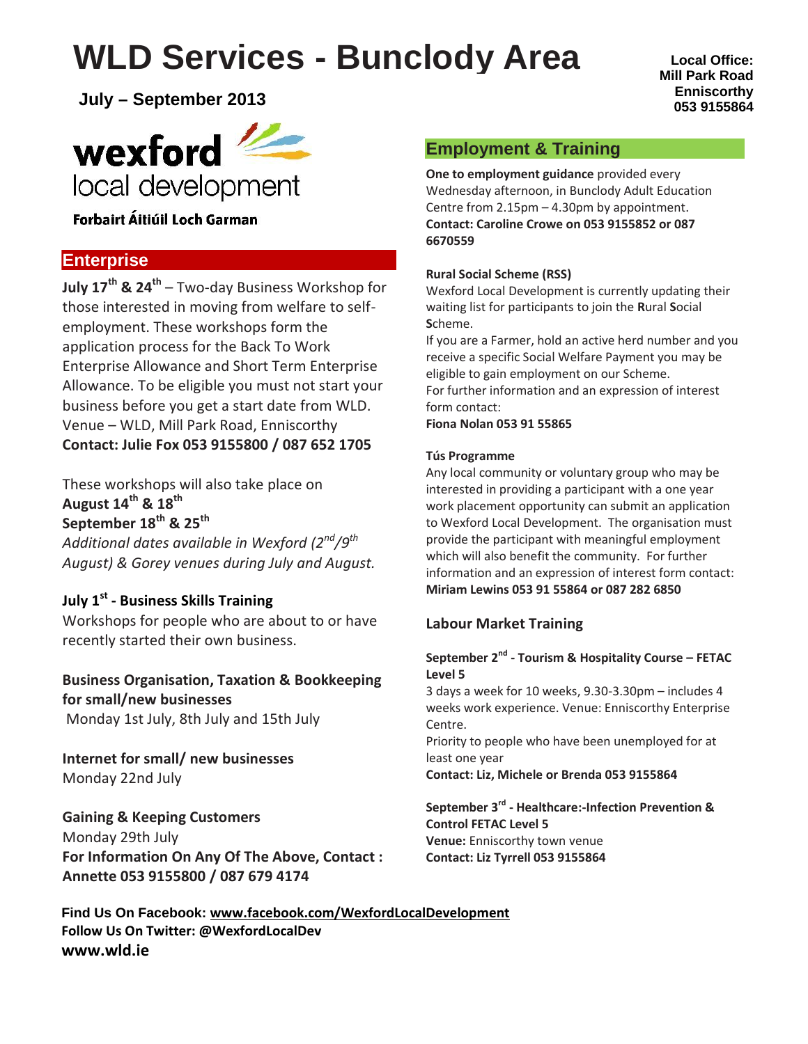# WLD Services - Bunclody Area

**July – September 2013**

**Local Office:**
**Mill Park Road**
**Enniscorthy**
**053 9155864**

wexford local development

**Forbairt Áitiúil Loch Garman**

## Enterprise

**July 17th & 24th** – Two-day Business Workshop for those interested in moving from welfare to self-employment. These workshops form the application process for the Back To Work Enterprise Allowance and Short Term Enterprise Allowance. To be eligible you must not start your business before you get a start date from WLD. Venue – WLD, Mill Park Road, Enniscorthy
**Contact: Julie Fox 053 9155800 / 087 652 1705**

These workshops will also take place on
**August 14th & 18th**
**September 18th & 25th**
*Additional dates available in Wexford (2nd/9th August) & Gorey venues during July and August.*

**July 1st - Business Skills Training**
Workshops for people who are about to or have recently started their own business.

**Business Organisation, Taxation & Bookkeeping for small/new businesses**
Monday 1st July, 8th July and 15th July

**Internet for small/ new businesses**
Monday 22nd July

**Gaining & Keeping Customers**
Monday 29th July
**For Information On Any Of The Above, Contact : Annette 053 9155800 / 087 679 4174**

## Employment & Training

**One to employment guidance** provided every Wednesday afternoon, in Bunclody Adult Education Centre from 2.15pm – 4.30pm by appointment.
**Contact: Caroline Crowe on 053 9155852 or 087 6670559**

**Rural Social Scheme (RSS)**
Wexford Local Development is currently updating their waiting list for participants to join the **R**ural **S**ocial **S**cheme.
If you are a Farmer, hold an active herd number and you receive a specific Social Welfare Payment you may be eligible to gain employment on our Scheme.
For further information and an expression of interest form contact:
**Fiona Nolan 053 91 55865**

**Tús Programme**
Any local community or voluntary group who may be interested in providing a participant with a one year work placement opportunity can submit an application to Wexford Local Development. The organisation must provide the participant with meaningful employment which will also benefit the community. For further information and an expression of interest form contact:
**Miriam Lewins 053 91 55864 or 087 282 6850**

### Labour Market Training

**September 2nd - Tourism & Hospitality Course – FETAC Level 5**
3 days a week for 10 weeks, 9.30-3.30pm – includes 4 weeks work experience. Venue: Enniscorthy Enterprise Centre.
Priority to people who have been unemployed for at least one year
**Contact: Liz, Michele or Brenda 053 9155864**

**September 3rd - Healthcare:-Infection Prevention & Control FETAC Level 5**
**Venue:** Enniscorthy town venue
**Contact: Liz Tyrrell 053 9155864**

**Find Us On Facebook: www.facebook.com/WexfordLocalDevelopment**
**Follow Us On Twitter: @WexfordLocalDev**
**www.wld.ie**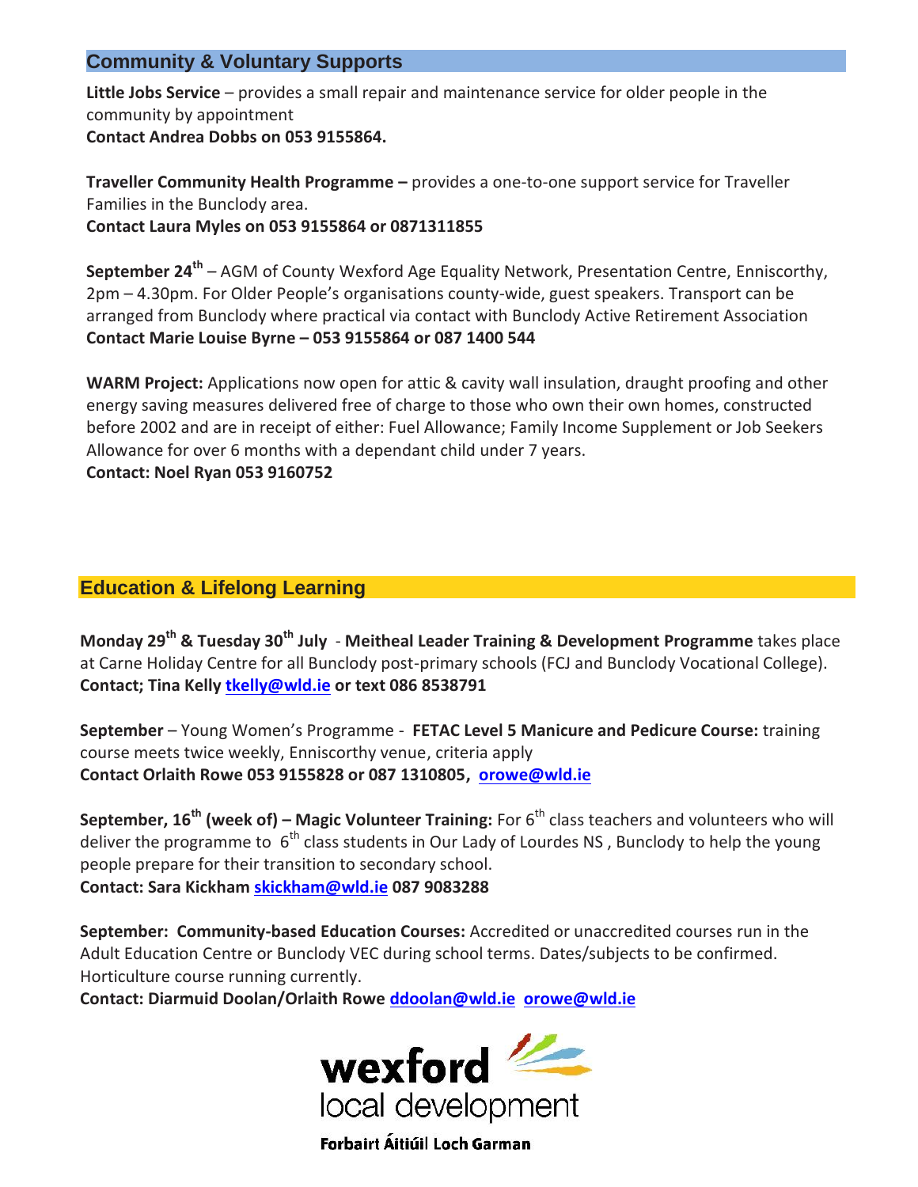## Community & Voluntary Supports

**Little Jobs Service** – provides a small repair and maintenance service for older people in the community by appointment
**Contact Andrea Dobbs on 053 9155864.**

**Traveller Community Health Programme –** provides a one-to-one support service for Traveller Families in the Bunclody area.
**Contact Laura Myles on 053 9155864 or 0871311855**

**September 24th** – AGM of County Wexford Age Equality Network, Presentation Centre, Enniscorthy, 2pm – 4.30pm. For Older People's organisations county-wide, guest speakers. Transport can be arranged from Bunclody where practical via contact with Bunclody Active Retirement Association
**Contact Marie Louise Byrne – 053 9155864 or 087 1400 544**

**WARM Project:** Applications now open for attic & cavity wall insulation, draught proofing and other energy saving measures delivered free of charge to those who own their own homes, constructed before 2002 and are in receipt of either: Fuel Allowance; Family Income Supplement or Job Seekers Allowance for over 6 months with a dependant child under 7 years.
**Contact: Noel Ryan 053 9160752**

## Education & Lifelong Learning

**Monday 29th & Tuesday 30th July** - **Meitheal Leader Training & Development Programme** takes place at Carne Holiday Centre for all Bunclody post-primary schools (FCJ and Bunclody Vocational College).
**Contact; Tina Kelly tkelly@wld.ie or text 086 8538791**

**September** – Young Women's Programme - **FETAC Level 5 Manicure and Pedicure Course:** training course meets twice weekly, Enniscorthy venue, criteria apply
**Contact Orlaith Rowe 053 9155828 or 087 1310805, orowe@wld.ie**

**September, 16th (week of) – Magic Volunteer Training:** For 6th class teachers and volunteers who will deliver the programme to 6th class students in Our Lady of Lourdes NS , Bunclody to help the young people prepare for their transition to secondary school.
**Contact: Sara Kickham skickham@wld.ie 087 9083288**

**September: Community-based Education Courses:** Accredited or unaccredited courses run in the Adult Education Centre or Bunclody VEC during school terms. Dates/subjects to be confirmed. Horticulture course running currently.
**Contact: Diarmuid Doolan/Orlaith Rowe ddoolan@wld.ie orowe@wld.ie**

wexford local development
Forbairt Áitiúil Loch Garman